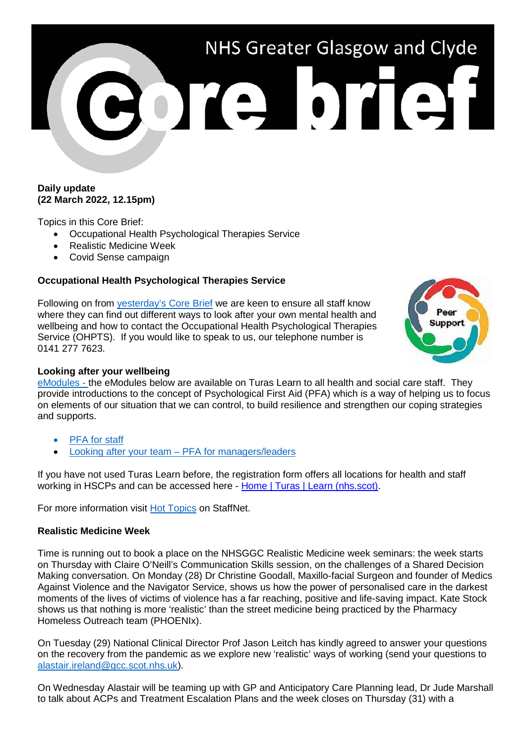# NHS Greater Glasgow and Clyde Core brief

**Daily update**
**(22 March 2022, 12.15pm)**

Topics in this Core Brief:

- Occupational Health Psychological Therapies Service
- Realistic Medicine Week
- Covid Sense campaign

## Occupational Health Psychological Therapies Service

Following on from [yesterday's Core Brief] we are keen to ensure all staff know where they can find out different ways to look after your own mental health and wellbeing and how to contact the Occupational Health Psychological Therapies Service (OHPTS). If you would like to speak to us, our telephone number is 0141 277 7623.

**Looking after your wellbeing**

eModules - the eModules below are available on Turas Learn to all health and social care staff. They provide introductions to the concept of Psychological First Aid (PFA) which is a way of helping us to focus on elements of our situation that we can control, to build resilience and strengthen our coping strategies and supports.

- PFA for staff
- Looking after your team – PFA for managers/leaders

If you have not used Turas Learn before, the registration form offers all locations for health and staff working in HSCPs and can be accessed here - Home | Turas | Learn (nhs.scot).

For more information visit Hot Topics on StaffNet.

## Realistic Medicine Week

Time is running out to book a place on the NHSGGC Realistic Medicine week seminars: the week starts on Thursday with Claire O'Neill's Communication Skills session, on the challenges of a Shared Decision Making conversation. On Monday (28) Dr Christine Goodall, Maxillo-facial Surgeon and founder of Medics Against Violence and the Navigator Service, shows us how the power of personalised care in the darkest moments of the lives of victims of violence has a far reaching, positive and life-saving impact. Kate Stock shows us that nothing is more 'realistic' than the street medicine being practiced by the Pharmacy Homeless Outreach team (PHOENIx).

On Tuesday (29) National Clinical Director Prof Jason Leitch has kindly agreed to answer your questions on the recovery from the pandemic as we explore new 'realistic' ways of working (send your questions to alastair.ireland@gcc.scot.nhs.uk).

On Wednesday Alastair will be teaming up with GP and Anticipatory Care Planning lead, Dr Jude Marshall to talk about ACPs and Treatment Escalation Plans and the week closes on Thursday (31) with a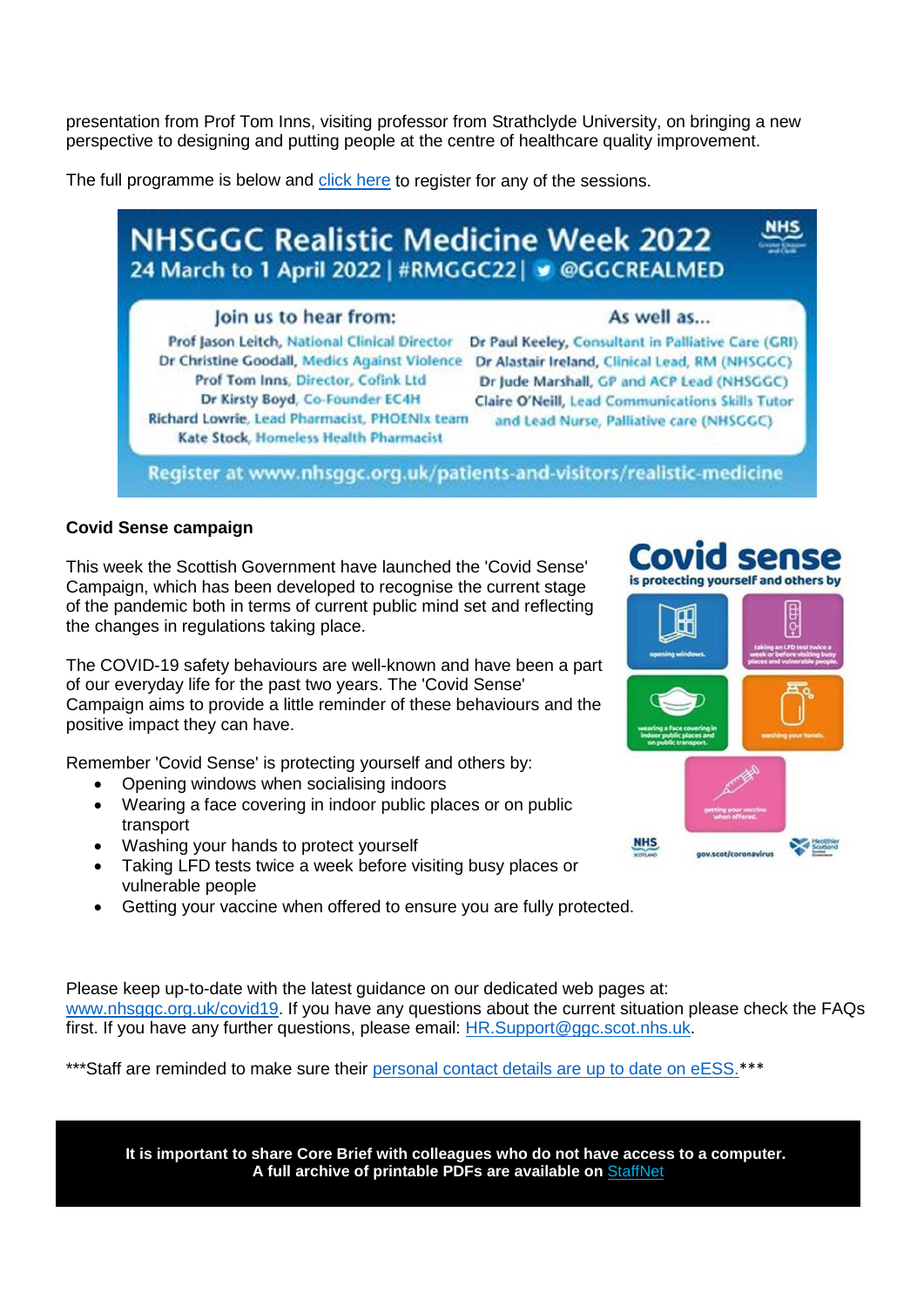presentation from Prof Tom Inns, visiting professor from Strathclyde University, on bringing a new perspective to designing and putting people at the centre of healthcare quality improvement.

The full programme is below and click here to register for any of the sessions.

NHSGGC Realistic Medicine Week 2022
24 March to 1 April 2022 | #RMGGC22 | @GGCREALMED

Join us to hear from:
Prof Jason Leitch, National Clinical Director
Dr Christine Goodall, Medics Against Violence
Prof Tom Inns, Director, Cofink Ltd
Dr Kirsty Boyd, Co-Founder EC4H
Richard Lowrie, Lead Pharmacist, PHOENIx team
Kate Stock, Homeless Health Pharmacist

As well as...
Dr Paul Keeley, Consultant in Palliative Care (GRI)
Dr Alastair Ireland, Clinical Lead, RM (NHSGGC)
Dr Jude Marshall, GP and ACP Lead (NHSGGC)
Claire O'Neill, Lead Communications Skills Tutor and Lead Nurse, Palliative care (NHSGGC)

Register at www.nhsggc.org.uk/patients-and-visitors/realistic-medicine

**Covid Sense campaign**

This week the Scottish Government have launched the 'Covid Sense' Campaign, which has been developed to recognise the current stage of the pandemic both in terms of current public mind set and reflecting the changes in regulations taking place.

The COVID-19 safety behaviours are well-known and have been a part of our everyday life for the past two years. The 'Covid Sense' Campaign aims to provide a little reminder of these behaviours and the positive impact they can have.

Remember 'Covid Sense' is protecting yourself and others by:

- Opening windows when socialising indoors
- Wearing a face covering in indoor public places or on public transport
- Washing your hands to protect yourself
- Taking LFD tests twice a week before visiting busy places or vulnerable people
- Getting your vaccine when offered to ensure you are fully protected.

Please keep up-to-date with the latest guidance on our dedicated web pages at: www.nhsggc.org.uk/covid19. If you have any questions about the current situation please check the FAQs first. If you have any further questions, please email: HR.Support@ggc.scot.nhs.uk.

***Staff are reminded to make sure their personal contact details are up to date on eESS.***

**It is important to share Core Brief with colleagues who do not have access to a computer.**
**A full archive of printable PDFs are available on StaffNet**